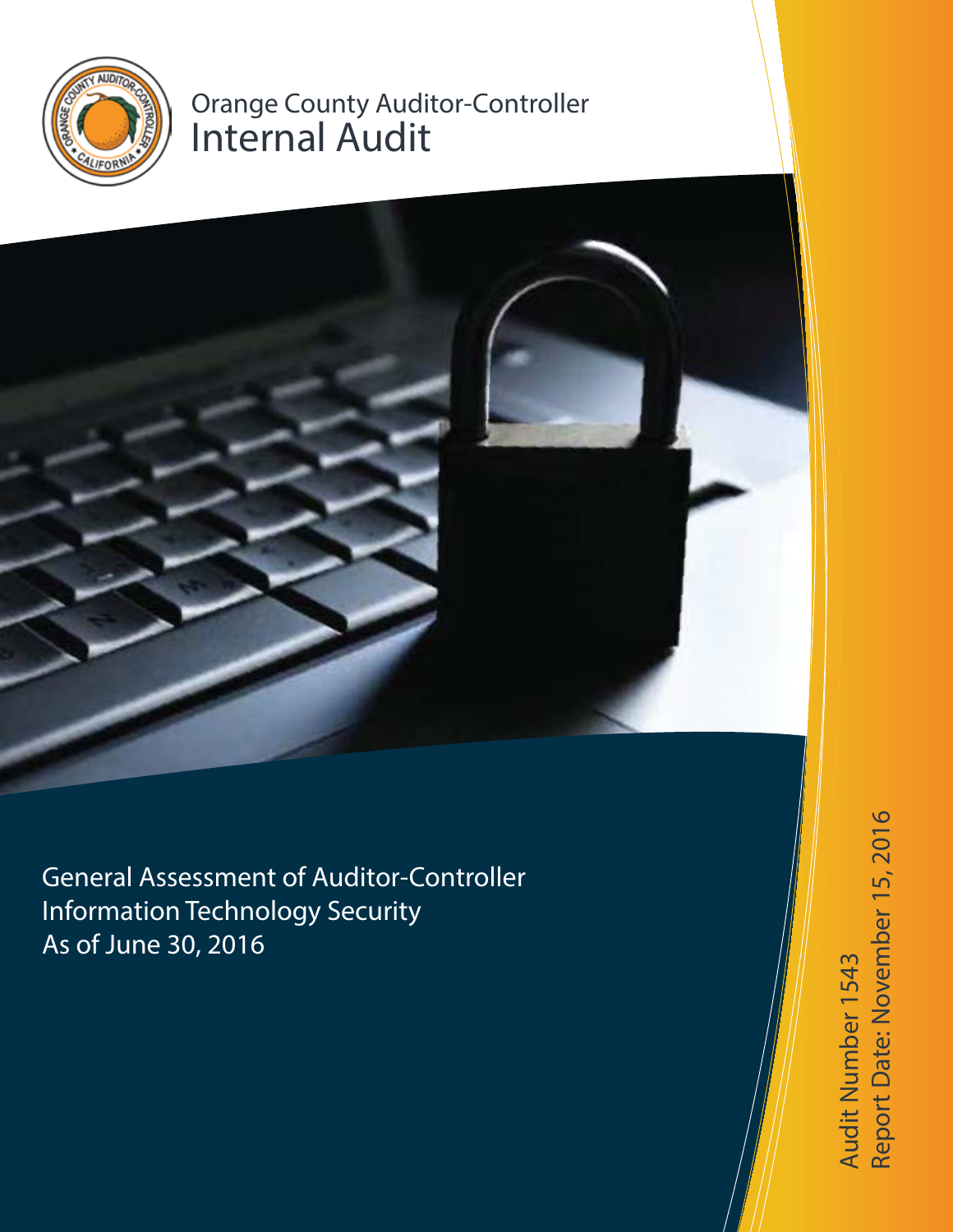Orange County Auditor-Controller

# Internal Audit

## General Assessment of Auditor-Controller Information Technology Security As of June 30, 2016

Audit Number 1543

Report Date: November 15, 2016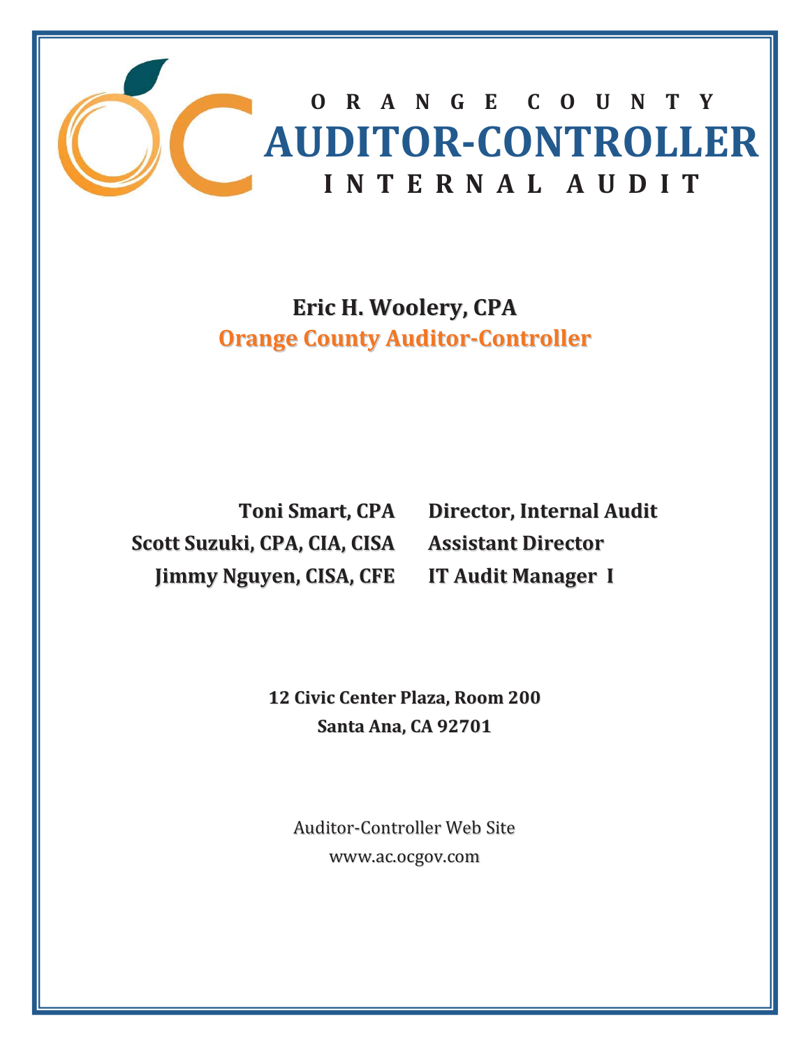# ORANGE COUNTY AUDITOR-CONTROLLER INTERNAL AUDIT

**Eric H. Woolery, CPA**
**Orange County Auditor-Controller**

| | |
|---|---|
| **Toni Smart, CPA** | **Director, Internal Audit** |
| **Scott Suzuki, CPA, CIA, CISA** | **Assistant Director** |
| **Jimmy Nguyen, CISA, CFE** | **IT Audit Manager I** |

**12 Civic Center Plaza, Room 200**
**Santa Ana, CA 92701**

Auditor-Controller Web Site
www.ac.ocgov.com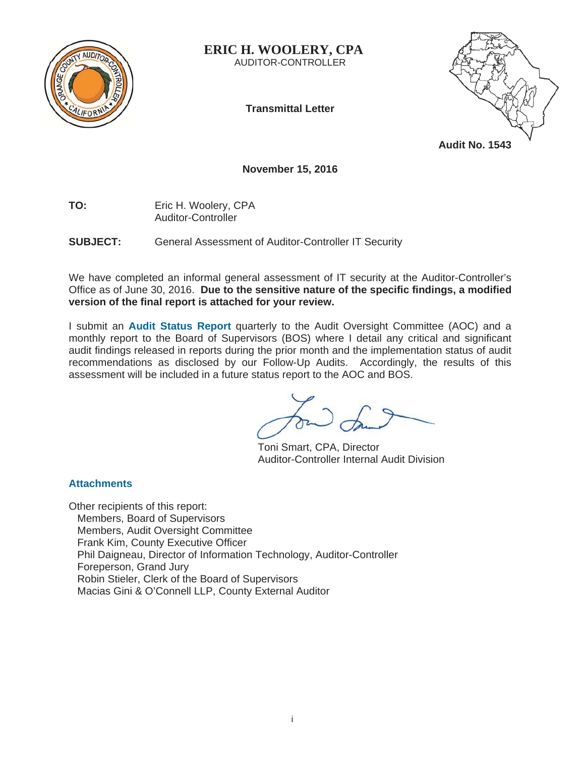# ERIC H. WOOLERY, CPA

AUDITOR-CONTROLLER

**Transmittal Letter**

**Audit No. 1543**

**November 15, 2016**

**TO:** Eric H. Woolery, CPA
Auditor-Controller

**SUBJECT:** General Assessment of Auditor-Controller IT Security

We have completed an informal general assessment of IT security at the Auditor-Controller's Office as of June 30, 2016. **Due to the sensitive nature of the specific findings, a modified version of the final report is attached for your review.**

I submit an **Audit Status Report** quarterly to the Audit Oversight Committee (AOC) and a monthly report to the Board of Supervisors (BOS) where I detail any critical and significant audit findings released in reports during the prior month and the implementation status of audit recommendations as disclosed by our Follow-Up Audits. Accordingly, the results of this assessment will be included in a future status report to the AOC and BOS.

Toni Smart, CPA, Director
Auditor-Controller Internal Audit Division

**Attachments**

Other recipients of this report:
- Members, Board of Supervisors
- Members, Audit Oversight Committee
- Frank Kim, County Executive Officer
- Phil Daigneau, Director of Information Technology, Auditor-Controller
- Foreperson, Grand Jury
- Robin Stieler, Clerk of the Board of Supervisors
- Macias Gini & O'Connell LLP, County External Auditor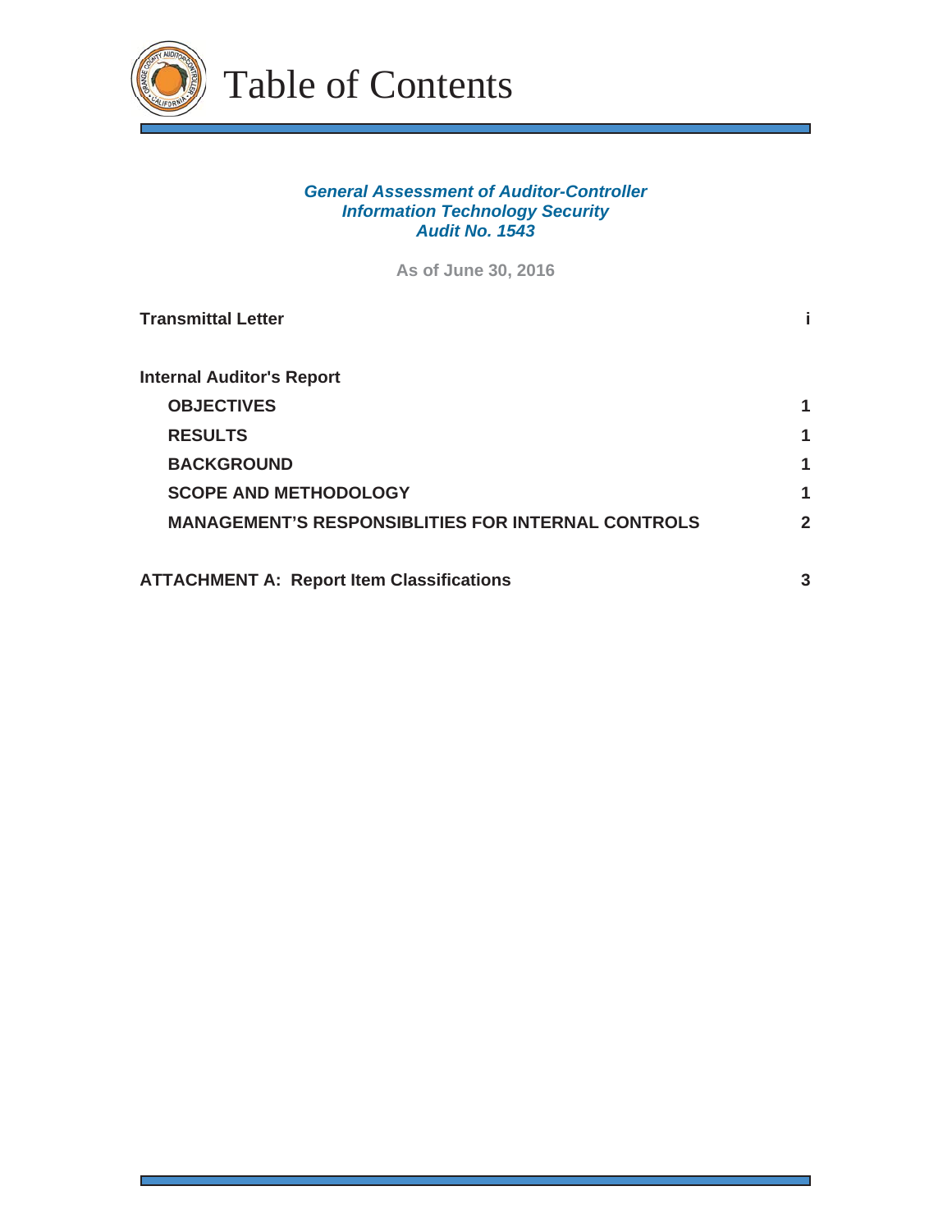# Table of Contents

***General Assessment of Auditor-Controller***
***Information Technology Security***
***Audit No. 1543***

**As of June 30, 2016**

| | |
|---|---|
| **Transmittal Letter** | **i** |
| **Internal Auditor's Report** | |
| **OBJECTIVES** | **1** |
| **RESULTS** | **1** |
| **BACKGROUND** | **1** |
| **SCOPE AND METHODOLOGY** | **1** |
| **MANAGEMENT'S RESPONSIBLITIES FOR INTERNAL CONTROLS** | **2** |
| **ATTACHMENT A: Report Item Classifications** | **3** |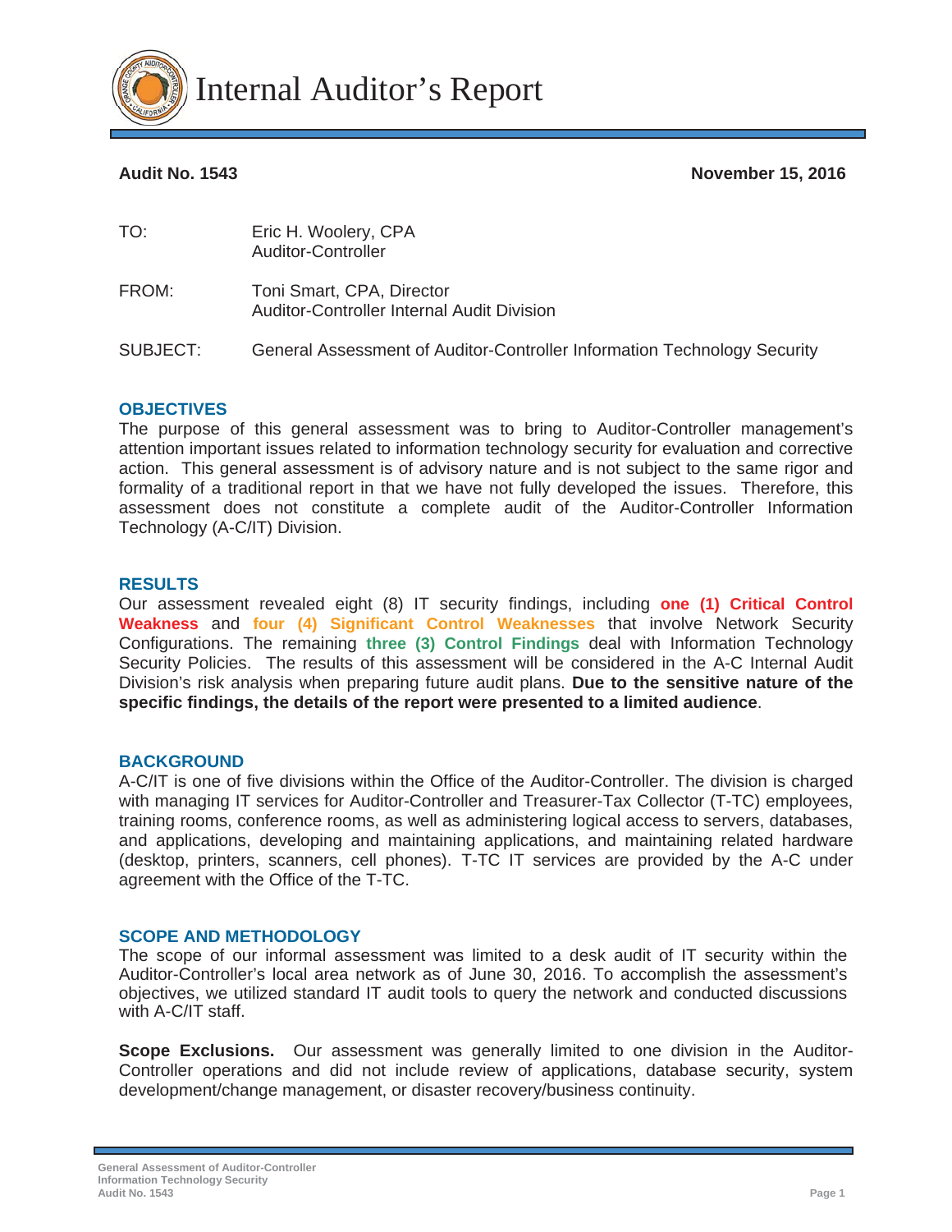# Internal Auditor's Report

**Audit No. 1543** **November 15, 2016**

TO: Eric H. Woolery, CPA
Auditor-Controller

FROM: Toni Smart, CPA, Director
Auditor-Controller Internal Audit Division

SUBJECT: General Assessment of Auditor-Controller Information Technology Security

## OBJECTIVES

The purpose of this general assessment was to bring to Auditor-Controller management's attention important issues related to information technology security for evaluation and corrective action. This general assessment is of advisory nature and is not subject to the same rigor and formality of a traditional report in that we have not fully developed the issues. Therefore, this assessment does not constitute a complete audit of the Auditor-Controller Information Technology (A-C/IT) Division.

## RESULTS

Our assessment revealed eight (8) IT security findings, including **one (1) Critical Control Weakness** and **four (4) Significant Control Weaknesses** that involve Network Security Configurations. The remaining **three (3) Control Findings** deal with Information Technology Security Policies. The results of this assessment will be considered in the A-C Internal Audit Division's risk analysis when preparing future audit plans. **Due to the sensitive nature of the specific findings, the details of the report were presented to a limited audience**.

## BACKGROUND

A-C/IT is one of five divisions within the Office of the Auditor-Controller. The division is charged with managing IT services for Auditor-Controller and Treasurer-Tax Collector (T-TC) employees, training rooms, conference rooms, as well as administering logical access to servers, databases, and applications, developing and maintaining applications, and maintaining related hardware (desktop, printers, scanners, cell phones). T-TC IT services are provided by the A-C under agreement with the Office of the T-TC.

## SCOPE AND METHODOLOGY

The scope of our informal assessment was limited to a desk audit of IT security within the Auditor-Controller's local area network as of June 30, 2016. To accomplish the assessment's objectives, we utilized standard IT audit tools to query the network and conducted discussions with A-C/IT staff.

**Scope Exclusions.** Our assessment was generally limited to one division in the Auditor-Controller operations and did not include review of applications, database security, system development/change management, or disaster recovery/business continuity.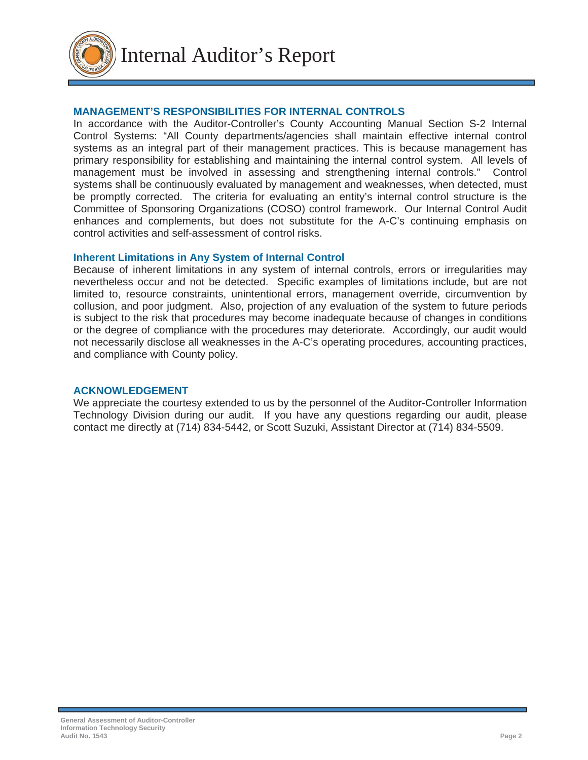## MANAGEMENT'S RESPONSIBILITIES FOR INTERNAL CONTROLS

In accordance with the Auditor-Controller's County Accounting Manual Section S-2 Internal Control Systems: "All County departments/agencies shall maintain effective internal control systems as an integral part of their management practices. This is because management has primary responsibility for establishing and maintaining the internal control system. All levels of management must be involved in assessing and strengthening internal controls." Control systems shall be continuously evaluated by management and weaknesses, when detected, must be promptly corrected. The criteria for evaluating an entity's internal control structure is the Committee of Sponsoring Organizations (COSO) control framework. Our Internal Control Audit enhances and complements, but does not substitute for the A-C's continuing emphasis on control activities and self-assessment of control risks.

### Inherent Limitations in Any System of Internal Control

Because of inherent limitations in any system of internal controls, errors or irregularities may nevertheless occur and not be detected. Specific examples of limitations include, but are not limited to, resource constraints, unintentional errors, management override, circumvention by collusion, and poor judgment. Also, projection of any evaluation of the system to future periods is subject to the risk that procedures may become inadequate because of changes in conditions or the degree of compliance with the procedures may deteriorate. Accordingly, our audit would not necessarily disclose all weaknesses in the A-C's operating procedures, accounting practices, and compliance with County policy.

## ACKNOWLEDGEMENT

We appreciate the courtesy extended to us by the personnel of the Auditor-Controller Information Technology Division during our audit. If you have any questions regarding our audit, please contact me directly at (714) 834-5442, or Scott Suzuki, Assistant Director at (714) 834-5509.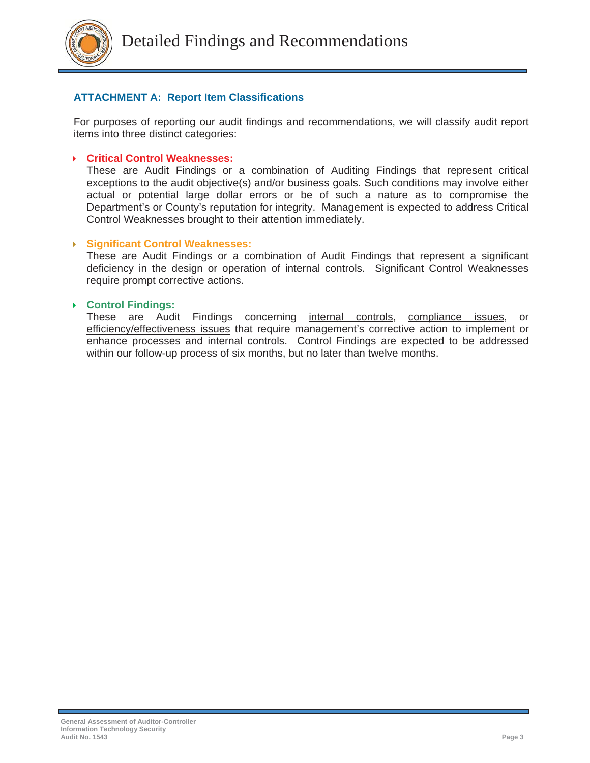# Detailed Findings and Recommendations

## ATTACHMENT A: Report Item Classifications

For purposes of reporting our audit findings and recommendations, we will classify audit report items into three distinct categories:

- **Critical Control Weaknesses:**
  These are Audit Findings or a combination of Auditing Findings that represent critical exceptions to the audit objective(s) and/or business goals. Such conditions may involve either actual or potential large dollar errors or be of such a nature as to compromise the Department's or County's reputation for integrity. Management is expected to address Critical Control Weaknesses brought to their attention immediately.

- **Significant Control Weaknesses:**
  These are Audit Findings or a combination of Audit Findings that represent a significant deficiency in the design or operation of internal controls. Significant Control Weaknesses require prompt corrective actions.

- **Control Findings:**
  These are Audit Findings concerning internal controls, compliance issues, or efficiency/effectiveness issues that require management's corrective action to implement or enhance processes and internal controls. Control Findings are expected to be addressed within our follow-up process of six months, but no later than twelve months.